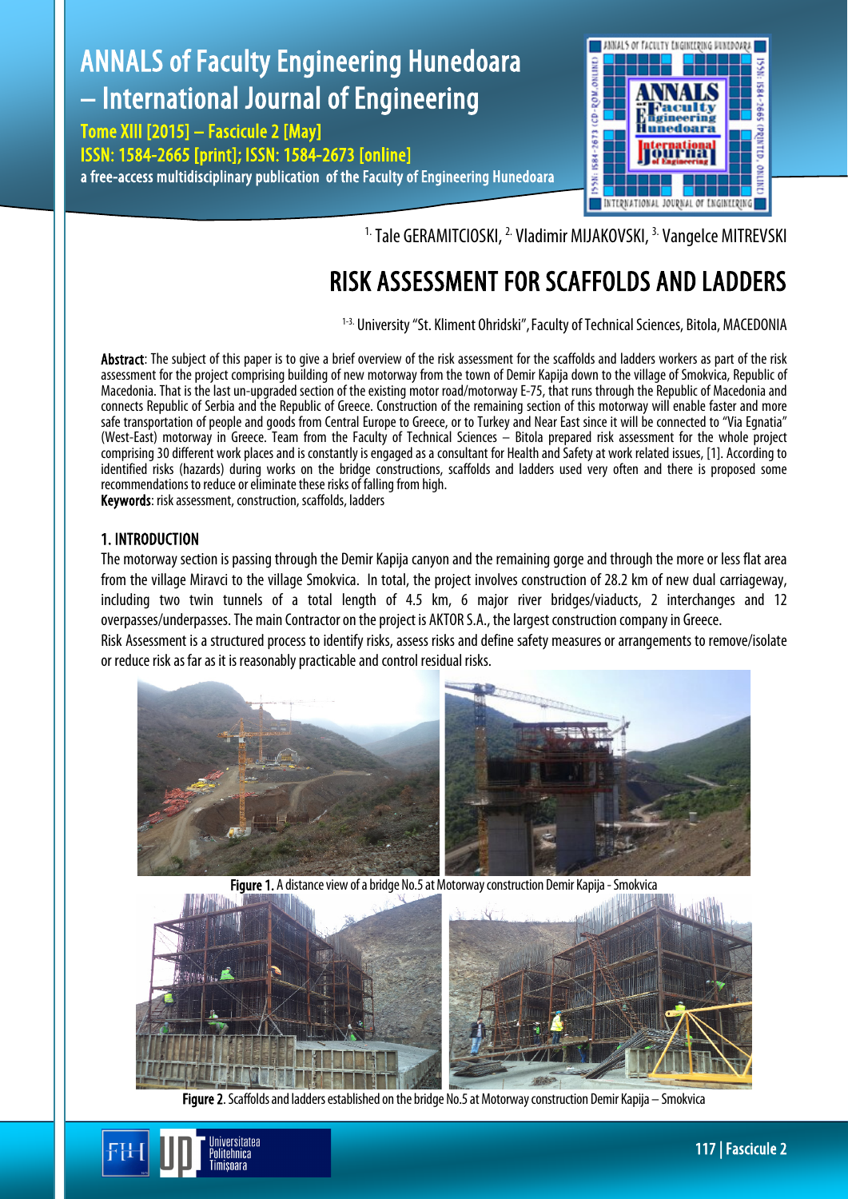[1.] Tale GERAMITCIOSKI, [2.] Vladimir MIJAKOVSKI, [3.] Vangelce MITREVSKI

# RISK ASSESSMENT FOR SCAFFOLDS AND LADDERS

[1-3.] University "St. Kliment Ohridski", Faculty of Technical Sciences, Bitola, MACEDONIA

**Abstract**: The subject of this paper is to give a brief overview of the risk assessment for the scaffolds and ladders workers as part of the risk assessment for the project comprising building of new motorway from the town of Demir Kapija down to the village of Smokvica, Republic of Macedonia. That is the last un-upgraded section of the existing motor road/motorway E-75, that runs through the Republic of Macedonia and connects Republic of Serbia and the Republic of Greece. Construction of the remaining section of this motorway will enable faster and more safe transportation of people and goods from Central Europe to Greece, or to Turkey and Near East since it will be connected to "Via Egnatia" (West-East) motorway in Greece. Team from the Faculty of Technical Sciences – Bitola prepared risk assessment for the whole project comprising 30 different work places and is constantly is engaged as a consultant for Health and Safety at work related issues, [1]. According to identified risks (hazards) during works on the bridge constructions, scaffolds and ladders used very often and there is proposed some recommendations to reduce or eliminate these risks of falling from high.

**Keywords**: risk assessment, construction, scaffolds, ladders

## 1. INTRODUCTION

The motorway section is passing through the Demir Kapija canyon and the remaining gorge and through the more or less flat area from the village Miravci to the village Smokvica. In total, the project involves construction of 28.2 km of new dual carriageway, including two twin tunnels of a total length of 4.5 km, 6 major river bridges/viaducts, 2 interchanges and 12 overpasses/underpasses. The main Contractor on the project is AKTOR S.A., the largest construction company in Greece.

Risk Assessment is a structured process to identify risks, assess risks and define safety measures or arrangements to remove/isolate or reduce risk as far as it is reasonably practicable and control residual risks.

**Figure 1.** A distance view of a bridge No.5 at Motorway construction Demir Kapija - Smokvica

**Figure 2**. Scaffolds and ladders established on the bridge No.5 at Motorway construction Demir Kapija – Smokvica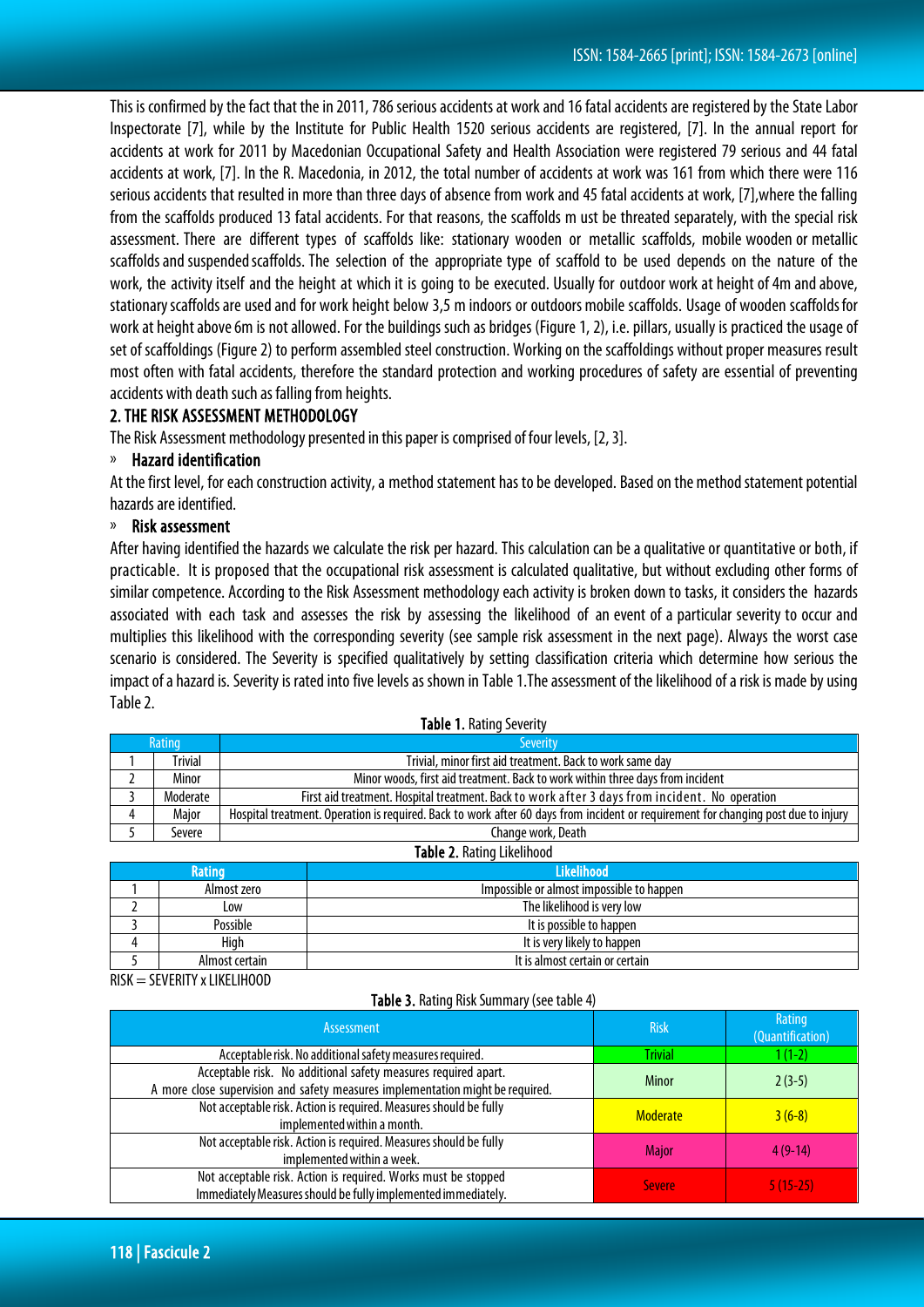This is confirmed by the fact that the in 2011, 786 serious accidents at work and 16 fatal accidents are registered by the State Labor Inspectorate [7], while by the Institute for Public Health 1520 serious accidents are registered, [7]. In the annual report for accidents at work for 2011 by Macedonian Occupational Safety and Health Association were registered 79 serious and 44 fatal accidents at work, [7]. In the R. Macedonia, in 2012, the total number of accidents at work was 161 from which there were 116 serious accidents that resulted in more than three days of absence from work and 45 fatal accidents at work, [7],where the falling from the scaffolds produced 13 fatal accidents. For that reasons, the scaffolds m ust be threated separately, with the special risk assessment. There are different types of scaffolds like: stationary wooden or metallic scaffolds, mobile wooden or metallic scaffolds and suspended scaffolds. The selection of the appropriate type of scaffold to be used depends on the nature of the work, the activity itself and the height at which it is going to be executed. Usually for outdoor work at height of 4m and above, stationary scaffolds are used and for work height below 3,5 m indoors or outdoors mobile scaffolds. Usage of wooden scaffolds for work at height above 6m is not allowed. For the buildings such as bridges (Figure 1, 2), i.e. pillars, usually is practiced the usage of set of scaffoldings (Figure 2) to perform assembled steel construction. Working on the scaffoldings without proper measures result most often with fatal accidents, therefore the standard protection and working procedures of safety are essential of preventing accidents with death such as falling from heights.

## 2. THE RISK ASSESSMENT METHODOLOGY

The Risk Assessment methodology presented in this paper is comprised of four levels, [2, 3].

### » Hazard identification

At the first level, for each construction activity, a method statement has to be developed. Based on the method statement potential hazards are identified.

### » Risk assessment

After having identified the hazards we calculate the risk per hazard. This calculation can be a qualitative or quantitative or both, if practicable. It is proposed that the occupational risk assessment is calculated qualitative, but without excluding other forms of similar competence. According to the Risk Assessment methodology each activity is broken down to tasks, it considers the hazards associated with each task and assesses the risk by assessing the likelihood of an event of a particular severity to occur and multiplies this likelihood with the corresponding severity (see sample risk assessment in the next page). Always the worst case scenario is considered. The Severity is specified qualitatively by setting classification criteria which determine how serious the impact of a hazard is. Severity is rated into five levels as shown in Table 1.The assessment of the likelihood of a risk is made by using Table 2.

**Table 1.** Rating Severity

| Rating | | Severity |
|---|---|---|
| 1 | Trivial | Trivial, minor first aid treatment. Back to work same day |
| 2 | Minor | Minor woods, first aid treatment. Back to work within three days from incident |
| 3 | Moderate | First aid treatment. Hospital treatment. Back to work after 3 days from incident. No operation |
| 4 | Major | Hospital treatment. Operation is required. Back to work after 60 days from incident or requirement for changing post due to injury |
| 5 | Severe | Change work, Death |

**Table 2.** Rating Likelihood

| Rating | | Likelihood |
|---|---|---|
| 1 | Almost zero | Impossible or almost impossible to happen |
| 2 | Low | The likelihood is very low |
| 3 | Possible | It is possible to happen |
| 4 | High | It is very likely to happen |
| 5 | Almost certain | It is almost certain or certain |

RISK = SEVERITY x LIKELIHOOD

**Table 3.** Rating Risk Summary (see table 4)

| Assessment | Risk | Rating (Quantification) |
|---|---|---|
| Acceptable risk. No additional safety measures required. | Trivial | 1 (1-2) |
| Acceptable risk. No additional safety measures required apart. A more close supervision and safety measures implementation might be required. | Minor | 2 (3-5) |
| Not acceptable risk. Action is required. Measures should be fully implemented within a month. | Moderate | 3 (6-8) |
| Not acceptable risk. Action is required. Measures should be fully implemented within a week. | Major | 4 (9-14) |
| Not acceptable risk. Action is required. Works must be stopped Immediately Measures should be fully implemented immediately. | Severe | 5 (15-25) |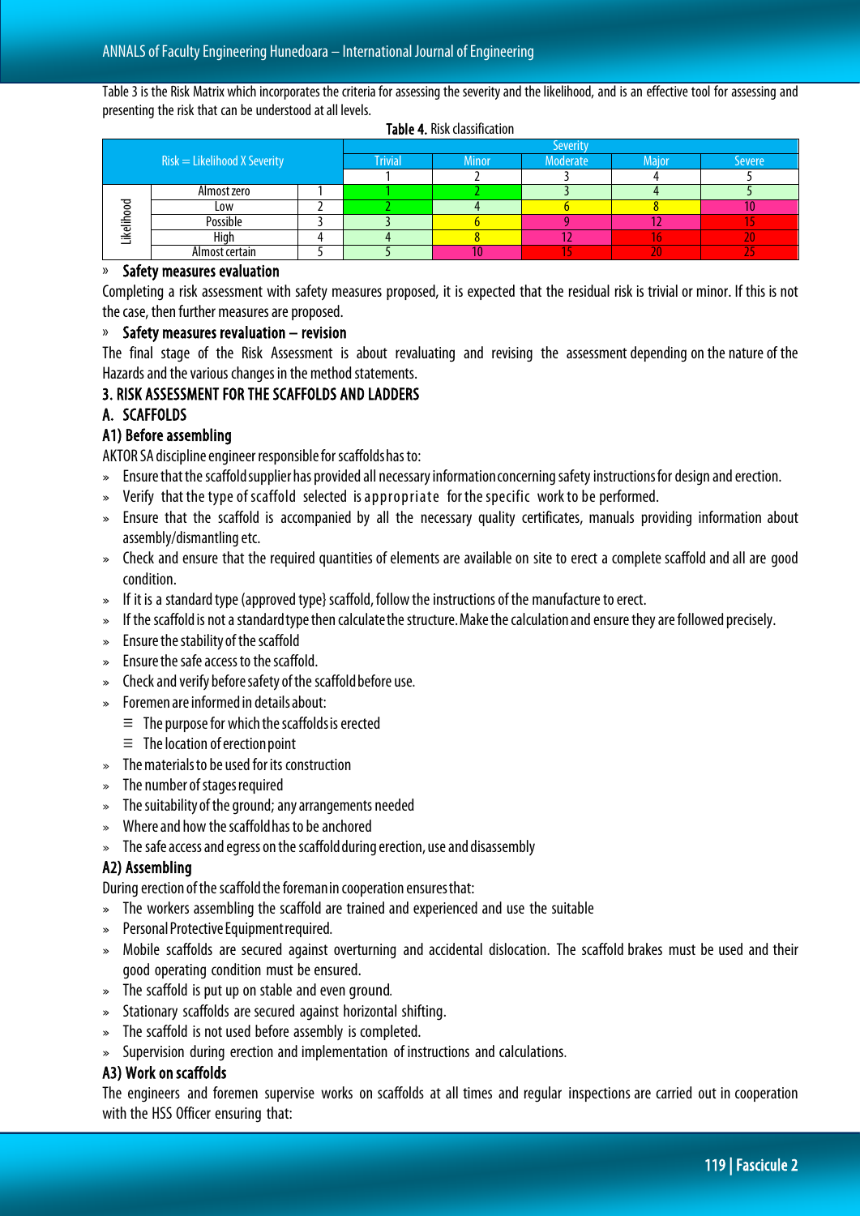Table 3 is the Risk Matrix which incorporates the criteria for assessing the severity and the likelihood, and is an effective tool for assessing and presenting the risk that can be understood at all levels.

**Table 4.** Risk classification

| Risk = Likelihood X Severity | | | Severity | | | | |
|---|---|---|---|---|---|---|---|
| | | | Trivial | Minor | Moderate | Major | Severe |
| | | | 1 | 2 | 3 | 4 | 5 |
| Likelihood | Almost zero | 1 | 1 | 2 | 3 | 4 | 5 |
| | Low | 2 | 2 | 4 | 6 | 8 | 10 |
| | Possible | 3 | 3 | 6 | 9 | 12 | 15 |
| | High | 4 | 4 | 8 | 12 | 16 | 20 |
| | Almost certain | 5 | 5 | 10 | 15 | 20 | 25 |

» **Safety measures evaluation**

Completing a risk assessment with safety measures proposed, it is expected that the residual risk is trivial or minor. If this is not the case, then further measures are proposed.

» **Safety measures revaluation – revision**

The final stage of the Risk Assessment is about revaluating and revising the assessment depending on the nature of the Hazards and the various changes in the method statements.

## 3. RISK ASSESSMENT FOR THE SCAFFOLDS AND LADDERS

### A. SCAFFOLDS

#### A1) Before assembling

AKTOR SA discipline engineer responsible for scaffolds has to:

- Ensure that the scaffold supplier has provided all necessary information concerning safety instructions for design and erection.
- Verify that the type of scaffold selected is appropriate for the specific work to be performed.
- Ensure that the scaffold is accompanied by all the necessary quality certificates, manuals providing information about assembly/dismantling etc.
- Check and ensure that the required quantities of elements are available on site to erect a complete scaffold and all are good condition.
- If it is a standard type (approved type} scaffold, follow the instructions of the manufacture to erect.
- If the scaffold is not a standard type then calculate the structure. Make the calculation and ensure they are followed precisely.
- Ensure the stability of the scaffold
- Ensure the safe access to the scaffold.
- Check and verify before safety of the scaffold before use.
- Foremen are informed in details about:
  - The purpose for which the scaffolds is erected
  - The location of erection point
- The materials to be used for its construction
- The number of stages required
- The suitability of the ground; any arrangements needed
- Where and how the scaffold has to be anchored
- The safe access and egress on the scaffold during erection, use and disassembly

#### A2) Assembling

During erection of the scaffold the foreman in cooperation ensures that:

- The workers assembling the scaffold are trained and experienced and use the suitable
- Personal Protective Equipment required.
- Mobile scaffolds are secured against overturning and accidental dislocation. The scaffold brakes must be used and their good operating condition must be ensured.
- The scaffold is put up on stable and even ground.
- Stationary scaffolds are secured against horizontal shifting.
- The scaffold is not used before assembly is completed.
- Supervision during erection and implementation of instructions and calculations.

#### A3) Work on scaffolds

The engineers and foremen supervise works on scaffolds at all times and regular inspections are carried out in cooperation with the HSS Officer ensuring that: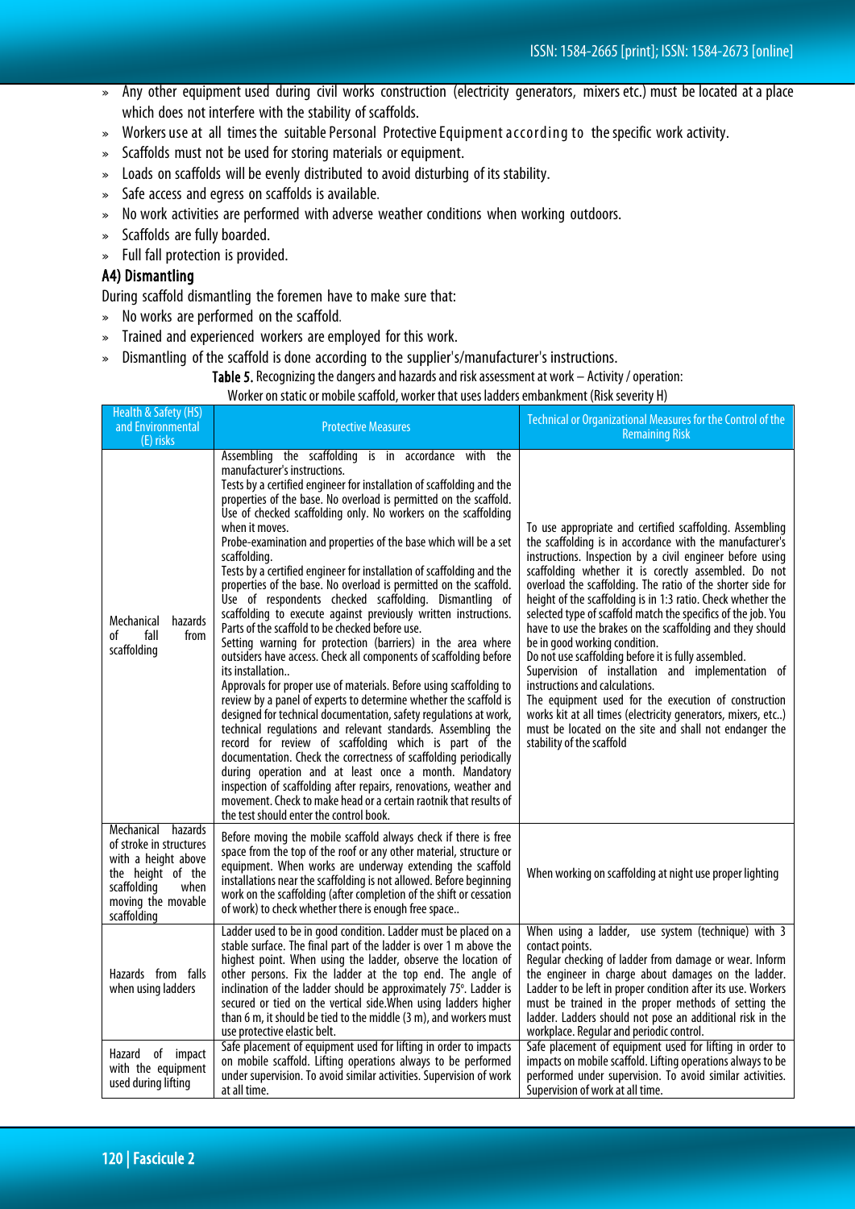- Any other equipment used during civil works construction (electricity generators, mixers etc.) must be located at a place which does not interfere with the stability of scaffolds.
- Workers use at all times the suitable Personal Protective Equipment according to the specific work activity.
- Scaffolds must not be used for storing materials or equipment.
- Loads on scaffolds will be evenly distributed to avoid disturbing of its stability.
- Safe access and egress on scaffolds is available.
- No work activities are performed with adverse weather conditions when working outdoors.
- Scaffolds are fully boarded.
- Full fall protection is provided.

### A4) Dismantling

During scaffold dismantling the foremen have to make sure that:

- No works are performed on the scaffold.
- Trained and experienced workers are employed for this work.
- Dismantling of the scaffold is done according to the supplier's/manufacturer's instructions.

**Table 5.** Recognizing the dangers and hazards and risk assessment at work – Activity / operation: Worker on static or mobile scaffold, worker that uses ladders embankment (Risk severity H)

| Health & Safety (HS) and Environmental (E) risks | Protective Measures | Technical or Organizational Measures for the Control of the Remaining Risk |
|---|---|---|
| Mechanical hazards of fall from scaffolding | Assembling the scaffolding is in accordance with the manufacturer's instructions. Tests by a certified engineer for installation of scaffolding and the properties of the base. No overload is permitted on the scaffold. Use of checked scaffolding only. No workers on the scaffolding when it moves. Probe-examination and properties of the base which will be a set scaffolding. Tests by a certified engineer for installation of scaffolding and the properties of the base. No overload is permitted on the scaffold. Use of respondents checked scaffolding. Dismantling of scaffolding to execute against previously written instructions. Parts of the scaffold to be checked before use. Setting warning for protection (barriers) in the area where outsiders have access. Check all components of scaffolding before its installation.. Approvals for proper use of materials. Before using scaffolding to review by a panel of experts to determine whether the scaffold is designed for technical documentation, safety regulations at work, technical regulations and relevant standards. Assembling the record for review of scaffolding which is part of the documentation. Check the correctness of scaffolding periodically during operation and at least once a month. Mandatory inspection of scaffolding after repairs, renovations, weather and movement. Check to make head or a certain raotnik that results of the test should enter the control book. | To use appropriate and certified scaffolding. Assembling the scaffolding is in accordance with the manufacturer's instructions. Inspection by a civil engineer before using scaffolding whether it is corectly assembled. Do not overload the scaffolding. The ratio of the shorter side for height of the scaffolding is in 1:3 ratio. Check whether the selected type of scaffold match the specifics of the job. You have to use the brakes on the scaffolding and they should be in good working condition. Do not use scaffolding before it is fully assembled. Supervision of installation and implementation of instructions and calculations. The equipment used for the execution of construction works kit at all times (electricity generators, mixers, etc..) must be located on the site and shall not endanger the stability of the scaffold |
| Mechanical hazards of stroke in structures with a height above the height of the scaffolding when moving the movable scaffolding | Before moving the mobile scaffold always check if there is free space from the top of the roof or any other material, structure or equipment. When works are underway extending the scaffold installations near the scaffolding is not allowed. Before beginning work on the scaffolding (after completion of the shift or cessation of work) to check whether there is enough free space.. | When working on scaffolding at night use proper lighting |
| Hazards from falls when using ladders | Ladder used to be in good condition. Ladder must be placed on a stable surface. The final part of the ladder is over 1 m above the highest point. When using the ladder, observe the location of other persons. Fix the ladder at the top end. The angle of inclination of the ladder should be approximately 75°. Ladder is secured or tied on the vertical side.When using ladders higher than 6 m, it should be tied to the middle (3 m), and workers must use protective elastic belt. | When using a ladder, use system (technique) with 3 contact points. Regular checking of ladder from damage or wear. Inform the engineer in charge about damages on the ladder. Ladder to be left in proper condition after its use. Workers must be trained in the proper methods of setting the ladder. Ladders should not pose an additional risk in the workplace. Regular and periodic control. |
| Hazard of impact with the equipment used during lifting | Safe placement of equipment used for lifting in order to impacts on mobile scaffold. Lifting operations always to be performed under supervision. To avoid similar activities. Supervision of work at all time. | Safe placement of equipment used for lifting in order to impacts on mobile scaffold. Lifting operations always to be performed under supervision. To avoid similar activities. Supervision of work at all time. |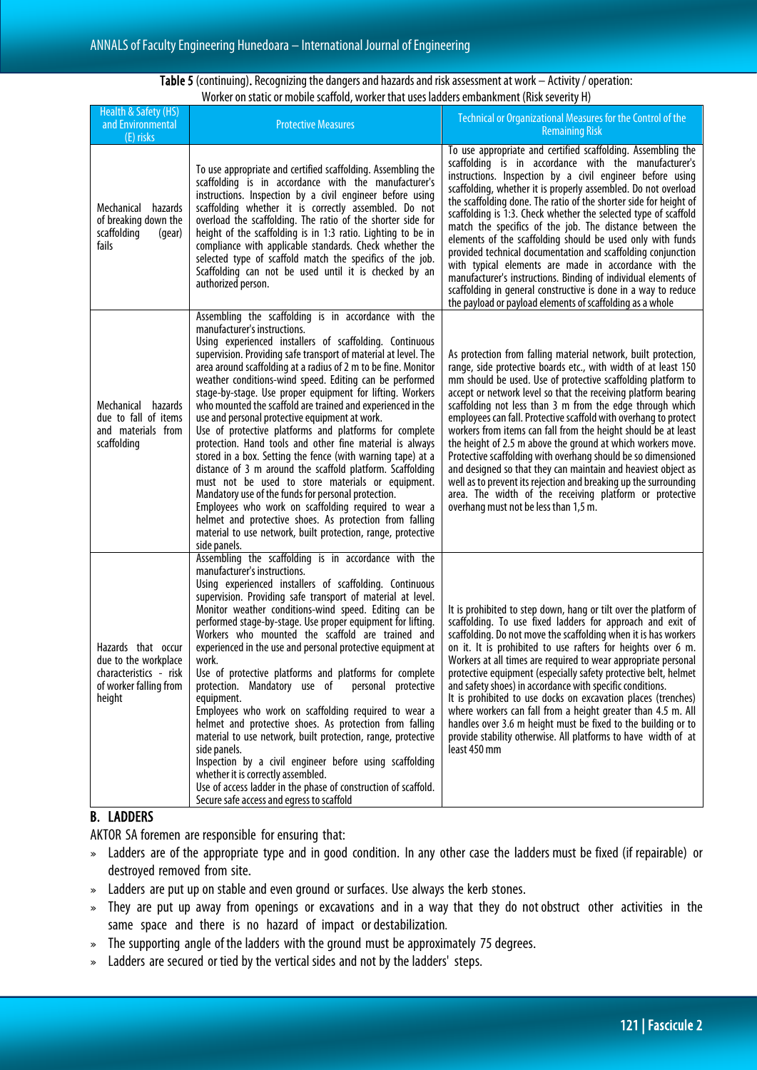**Table 5** (continuing). Recognizing the dangers and hazards and risk assessment at work – Activity / operation: Worker on static or mobile scaffold, worker that uses ladders embankment (Risk severity H)

| Health & Safety (HS) and Environmental (E) risks | Protective Measures | Technical or Organizational Measures for the Control of the Remaining Risk |
|---|---|---|
| Mechanical hazards of breaking down the scaffolding (gear) fails | To use appropriate and certified scaffolding. Assembling the scaffolding is in accordance with the manufacturer's instructions. Inspection by a civil engineer before using scaffolding whether it is correctly assembled. Do not overload the scaffolding. The ratio of the shorter side for height of the scaffolding is in 1:3 ratio. Lighting to be in compliance with applicable standards. Check whether the selected type of scaffold match the specifics of the job. Scaffolding can not be used until it is checked by an authorized person. | To use appropriate and certified scaffolding. Assembling the scaffolding is in accordance with the manufacturer's instructions. Inspection by a civil engineer before using scaffolding, whether it is properly assembled. Do not overload the scaffolding done. The ratio of the shorter side for height of scaffolding is 1:3. Check whether the selected type of scaffold match the specifics of the job. The distance between the elements of the scaffolding should be used only with funds provided technical documentation and scaffolding conjunction with typical elements are made in accordance with the manufacturer's instructions. Binding of individual elements of scaffolding in general constructive is done in a way to reduce the payload or payload elements of scaffolding as a whole |
| Mechanical hazards due to fall of items and materials from scaffolding | Assembling the scaffolding is in accordance with the manufacturer's instructions. Using experienced installers of scaffolding. Continuous supervision. Providing safe transport of material at level. The area around scaffolding at a radius of 2 m to be fine. Monitor weather conditions-wind speed. Editing can be performed stage-by-stage. Use proper equipment for lifting. Workers who mounted the scaffold are trained and experienced in the use and personal protective equipment at work. Use of protective platforms and platforms for complete protection. Hand tools and other fine material is always stored in a box. Setting the fence (with warning tape) at a distance of 3 m around the scaffold platform. Scaffolding must not be used to store materials or equipment. Mandatory use of the funds for personal protection. Employees who work on scaffolding required to wear a helmet and protective shoes. As protection from falling material to use network, built protection, range, protective side panels. | As protection from falling material network, built protection, range, side protective boards etc., with width of at least 150 mm should be used. Use of protective scaffolding platform to accept or network level so that the receiving platform bearing scaffolding not less than 3 m from the edge through which employees can fall. Protective scaffold with overhang to protect workers from items can fall from the height should be at least the height of 2.5 m above the ground at which workers move. Protective scaffolding with overhang should be so dimensioned and designed so that they can maintain and heaviest object as well as to prevent its rejection and breaking up the surrounding area. The width of the receiving platform or protective overhang must not be less than 1,5 m. |
| Hazards that occur due to the workplace characteristics - risk of worker falling from height | Assembling the scaffolding is in accordance with the manufacturer's instructions. Using experienced installers of scaffolding. Continuous supervision. Providing safe transport of material at level. Monitor weather conditions-wind speed. Editing can be performed stage-by-stage. Use proper equipment for lifting. Workers who mounted the scaffold are trained and experienced in the use and personal protective equipment at work. Use of protective platforms and platforms for complete protection. Mandatory use of personal protective equipment. Employees who work on scaffolding required to wear a helmet and protective shoes. As protection from falling material to use network, built protection, range, protective side panels. Inspection by a civil engineer before using scaffolding whether it is correctly assembled. Use of access ladder in the phase of construction of scaffold. Secure safe access and egress to scaffold | It is prohibited to step down, hang or tilt over the platform of scaffolding. To use fixed ladders for approach and exit of scaffolding. Do not move the scaffolding when it is has workers on it. It is prohibited to use rafters for heights over 6 m. Workers at all times are required to wear appropriate personal protective equipment (especially safety protective belt, helmet and safety shoes) in accordance with specific conditions. It is prohibited to use docks on excavation places (trenches) where workers can fall from a height greater than 4.5 m. All handles over 3.6 m height must be fixed to the building or to provide stability otherwise. All platforms to have width of at least 450 mm |

## B. LADDERS

AKTOR SA foremen are responsible for ensuring that:

- Ladders are of the appropriate type and in good condition. In any other case the ladders must be fixed (if repairable) or destroyed removed from site.
- Ladders are put up on stable and even ground or surfaces. Use always the kerb stones.
- They are put up away from openings or excavations and in a way that they do not obstruct other activities in the same space and there is no hazard of impact or destabilization.
- The supporting angle of the ladders with the ground must be approximately 75 degrees.
- Ladders are secured or tied by the vertical sides and not by the ladders' steps.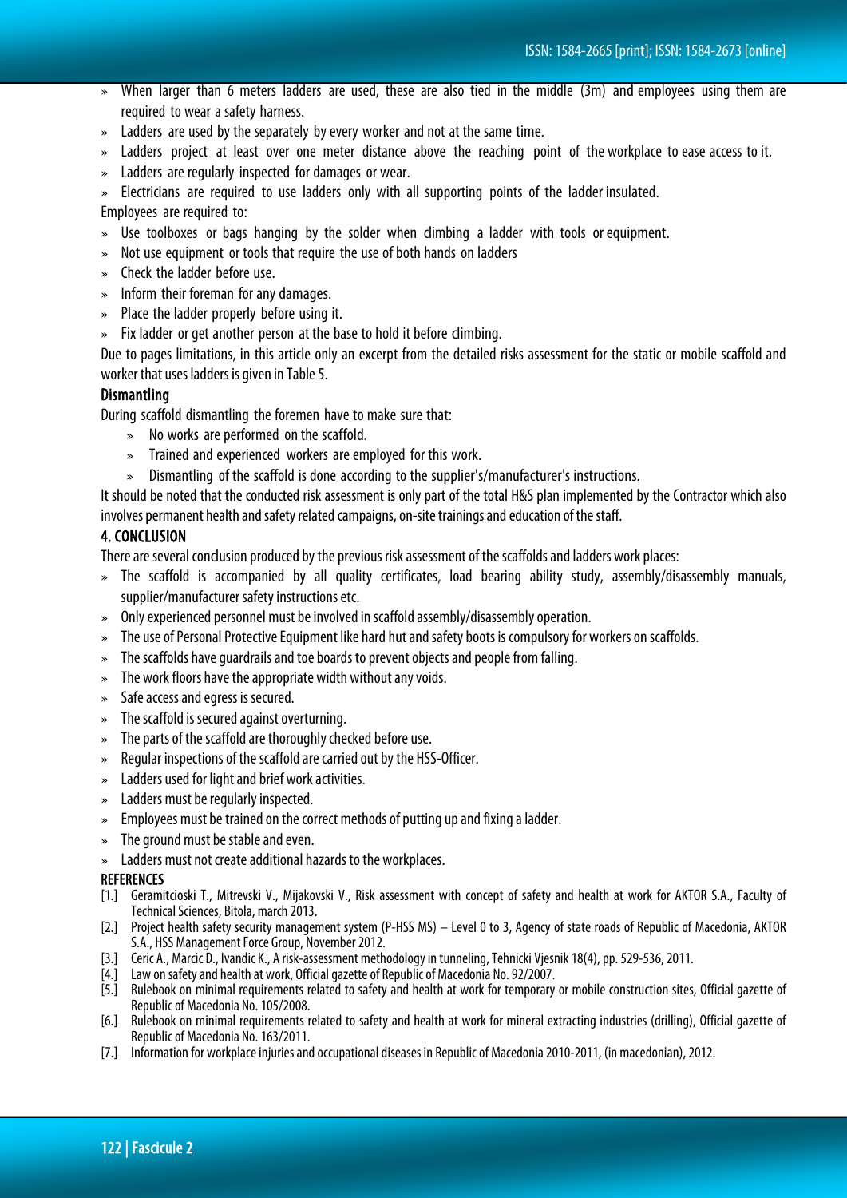- When larger than 6 meters ladders are used, these are also tied in the middle (3m) and employees using them are required to wear a safety harness.
- Ladders are used by the separately by every worker and not at the same time.
- Ladders project at least over one meter distance above the reaching point of the workplace to ease access to it.
- Ladders are regularly inspected for damages or wear.
- Electricians are required to use ladders only with all supporting points of the ladder insulated.

Employees are required to:

- Use toolboxes or bags hanging by the solder when climbing a ladder with tools or equipment.
- Not use equipment or tools that require the use of both hands on ladders
- Check the ladder before use.
- Inform their foreman for any damages.
- Place the ladder properly before using it.
- Fix ladder or get another person at the base to hold it before climbing.

Due to pages limitations, in this article only an excerpt from the detailed risks assessment for the static or mobile scaffold and worker that uses ladders is given in Table 5.

### Dismantling

During scaffold dismantling the foremen have to make sure that:

- No works are performed on the scaffold.
- Trained and experienced workers are employed for this work.
- Dismantling of the scaffold is done according to the supplier's/manufacturer's instructions.

It should be noted that the conducted risk assessment is only part of the total H&S plan implemented by the Contractor which also involves permanent health and safety related campaigns, on-site trainings and education of the staff.

## 4. CONCLUSION

There are several conclusion produced by the previous risk assessment of the scaffolds and ladders work places:

- The scaffold is accompanied by all quality certificates, load bearing ability study, assembly/disassembly manuals, supplier/manufacturer safety instructions etc.
- Only experienced personnel must be involved in scaffold assembly/disassembly operation.
- The use of Personal Protective Equipment like hard hut and safety boots is compulsory for workers on scaffolds.
- The scaffolds have guardrails and toe boards to prevent objects and people from falling.
- The work floors have the appropriate width without any voids.
- Safe access and egress is secured.
- The scaffold is secured against overturning.
- The parts of the scaffold are thoroughly checked before use.
- Regular inspections of the scaffold are carried out by the HSS-Officer.
- Ladders used for light and brief work activities.
- Ladders must be regularly inspected.
- Employees must be trained on the correct methods of putting up and fixing a ladder.
- The ground must be stable and even.
- Ladders must not create additional hazards to the workplaces.

## REFERENCES

[1.] Geramitcioski T., Mitrevski V., Mijakovski V., Risk assessment with concept of safety and health at work for AKTOR S.A., Faculty of Technical Sciences, Bitola, march 2013.

[2.] Project health safety security management system (P-HSS MS) – Level 0 to 3, Agency of state roads of Republic of Macedonia, AKTOR S.A., HSS Management Force Group, November 2012.

[3.] Ceric A., Marcic D., Ivandic K., A risk-assessment methodology in tunneling, Tehnicki Vjesnik 18(4), pp. 529-536, 2011.

[4.] Law on safety and health at work, Official gazette of Republic of Macedonia No. 92/2007.

[5.] Rulebook on minimal requirements related to safety and health at work for temporary or mobile construction sites, Official gazette of Republic of Macedonia No. 105/2008.

[6.] Rulebook on minimal requirements related to safety and health at work for mineral extracting industries (drilling), Official gazette of Republic of Macedonia No. 163/2011.

[7.] Information for workplace injuries and occupational diseases in Republic of Macedonia 2010-2011, (in macedonian), 2012.